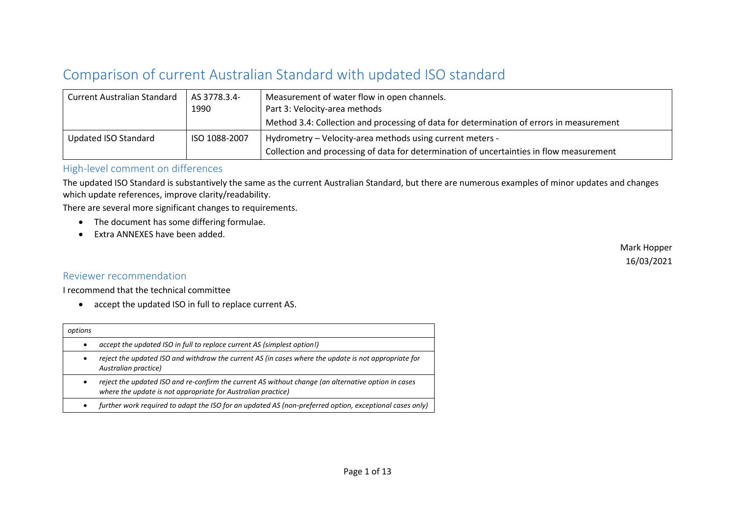# Comparison of current Australian Standard with updated ISO standard

| Current Australian Standard | AS 3778.3.4-1990 | Measurement of water flow in open channels.<br>Part 3: Velocity-area methods<br>Method 3.4: Collection and processing of data for determination of errors in measurement |
|---|---|---|
| Updated ISO Standard | ISO 1088-2007 | Hydrometry – Velocity-area methods using current meters -<br>Collection and processing of data for determination of uncertainties in flow measurement |

## High-level comment on differences

The updated ISO Standard is substantively the same as the current Australian Standard, but there are numerous examples of minor updates and changes which update references, improve clarity/readability.

There are several more significant changes to requirements.

- The document has some differing formulae.
- Extra ANNEXES have been added.

Mark Hopper
16/03/2021

## Reviewer recommendation

I recommend that the technical committee

- accept the updated ISO in full to replace current AS.

| *options* |
|---|
| • *accept the updated ISO in full to replace current AS (simplest option!)* |
| • *reject the updated ISO and withdraw the current AS (in cases where the update is not appropriate for Australian practice)* |
| • *reject the updated ISO and re-confirm the current AS without change (an alternative option in cases where the update is not appropriate for Australian practice)* |
| • *further work required to adapt the ISO for an updated AS (non-preferred option, exceptional cases only)* |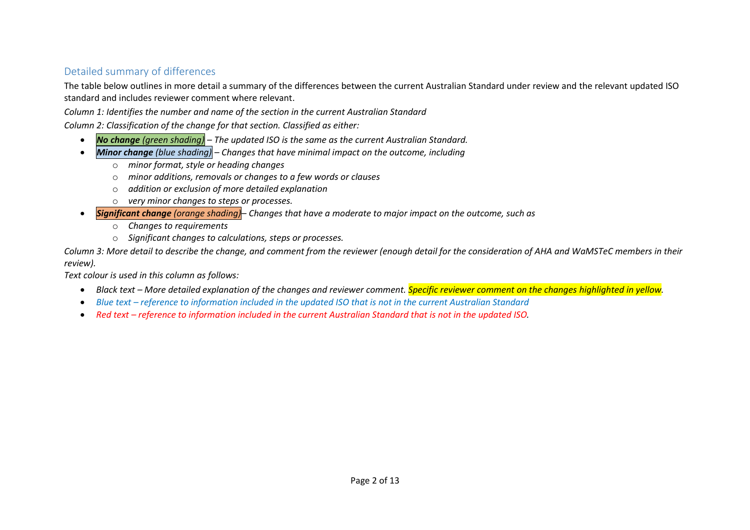## Detailed summary of differences

The table below outlines in more detail a summary of the differences between the current Australian Standard under review and the relevant updated ISO standard and includes reviewer comment where relevant.

*Column 1: Identifies the number and name of the section in the current Australian Standard*

*Column 2: Classification of the change for that section. Classified as either:*

- ***No change** (green shading) – The updated ISO is the same as the current Australian Standard.*
- ***Minor change** (blue shading) – Changes that have minimal impact on the outcome, including*
  - *minor format, style or heading changes*
  - *minor additions, removals or changes to a few words or clauses*
  - *addition or exclusion of more detailed explanation*
  - *very minor changes to steps or processes.*
- ***Significant change** (orange shading)– Changes that have a moderate to major impact on the outcome, such as*
  - *Changes to requirements*
  - *Significant changes to calculations, steps or processes.*

*Column 3: More detail to describe the change, and comment from the reviewer (enough detail for the consideration of AHA and WaMSTeC members in their review).*

*Text colour is used in this column as follows:*

- *Black text – More detailed explanation of the changes and reviewer comment. Specific reviewer comment on the changes highlighted in yellow.*
- *Blue text – reference to information included in the updated ISO that is not in the current Australian Standard*
- *Red text – reference to information included in the current Australian Standard that is not in the updated ISO.*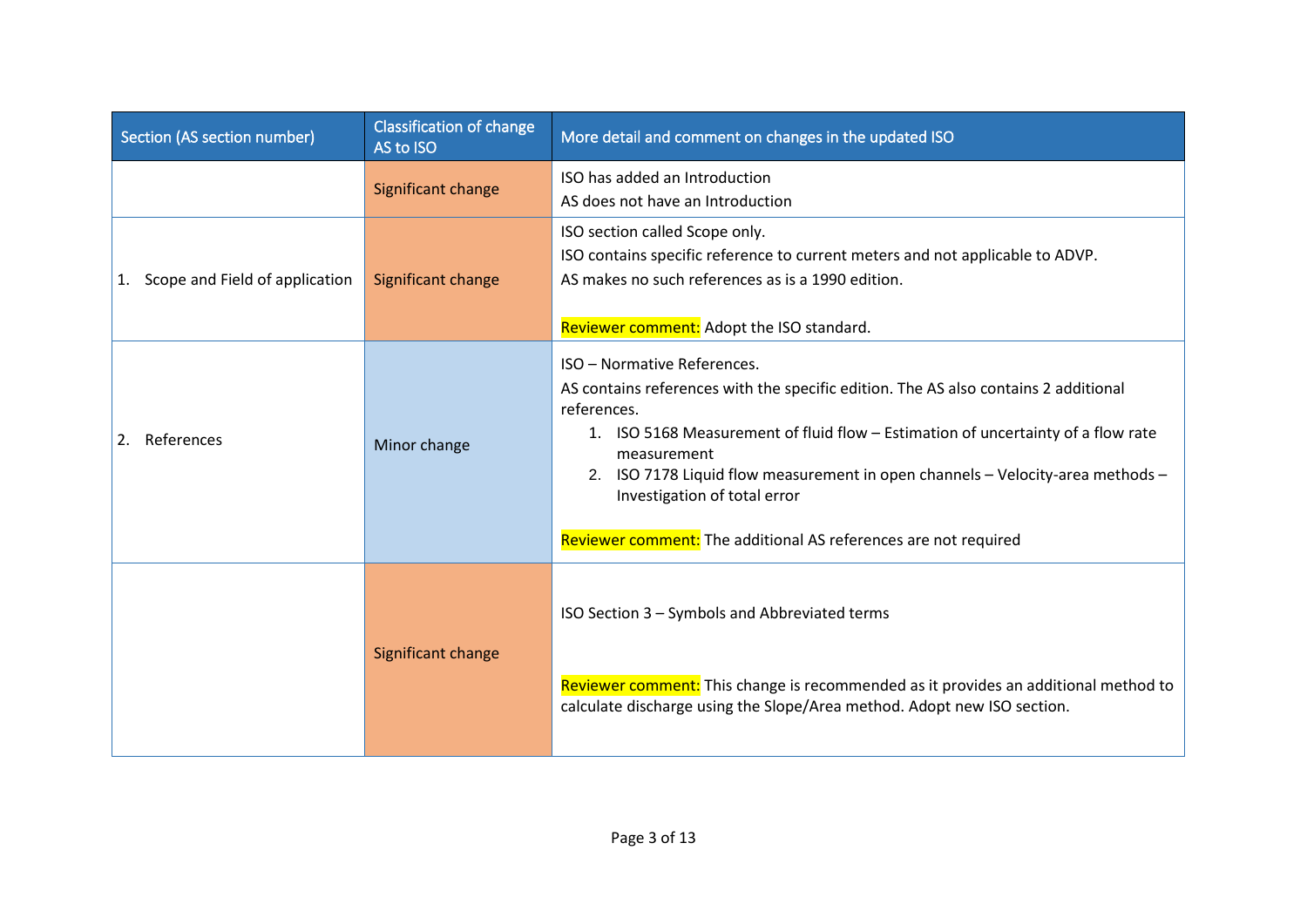| Section (AS section number) | Classification of change AS to ISO | More detail and comment on changes in the updated ISO |
|---|---|---|
| | Significant change | ISO has added an Introduction<br>AS does not have an Introduction |
| 1. Scope and Field of application | Significant change | ISO section called Scope only.<br>ISO contains specific reference to current meters and not applicable to ADVP.<br>AS makes no such references as is a 1990 edition.<br><br>Reviewer comment: Adopt the ISO standard. |
| 2. References | Minor change | ISO – Normative References.<br>AS contains references with the specific edition. The AS also contains 2 additional references.<br>1. ISO 5168 Measurement of fluid flow – Estimation of uncertainty of a flow rate measurement<br>2. ISO 7178 Liquid flow measurement in open channels – Velocity-area methods – Investigation of total error<br><br>Reviewer comment: The additional AS references are not required |
| | Significant change | ISO Section 3 – Symbols and Abbreviated terms<br><br>Reviewer comment: This change is recommended as it provides an additional method to calculate discharge using the Slope/Area method. Adopt new ISO section. |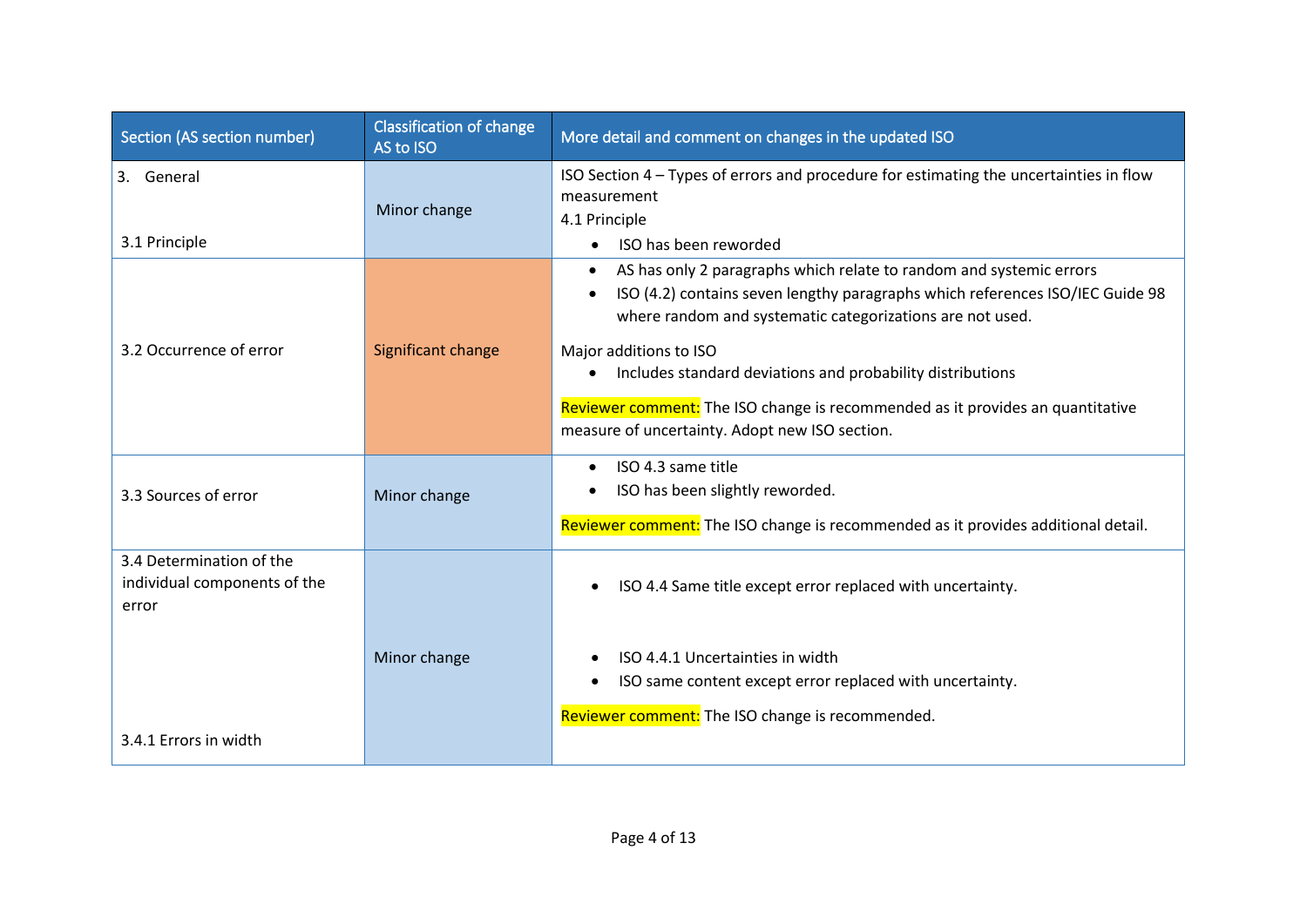| Section (AS section number) | Classification of change AS to ISO | More detail and comment on changes in the updated ISO |
|---|---|---|
| 3. General<br><br>3.1 Principle | Minor change | ISO Section 4 – Types of errors and procedure for estimating the uncertainties in flow measurement<br>4.1 Principle<br>• ISO has been reworded |
| 3.2 Occurrence of error | Significant change | • AS has only 2 paragraphs which relate to random and systemic errors<br>• ISO (4.2) contains seven lengthy paragraphs which references ISO/IEC Guide 98 where random and systematic categorizations are not used.<br><br>Major additions to ISO<br>• Includes standard deviations and probability distributions<br><br>Reviewer comment: The ISO change is recommended as it provides an quantitative measure of uncertainty. Adopt new ISO section. |
| 3.3 Sources of error | Minor change | • ISO 4.3 same title<br>• ISO has been slightly reworded.<br><br>Reviewer comment: The ISO change is recommended as it provides additional detail. |
| 3.4 Determination of the individual components of the error<br><br>3.4.1 Errors in width | Minor change | • ISO 4.4 Same title except error replaced with uncertainty.<br><br>• ISO 4.4.1 Uncertainties in width<br>• ISO same content except error replaced with uncertainty.<br><br>Reviewer comment: The ISO change is recommended. |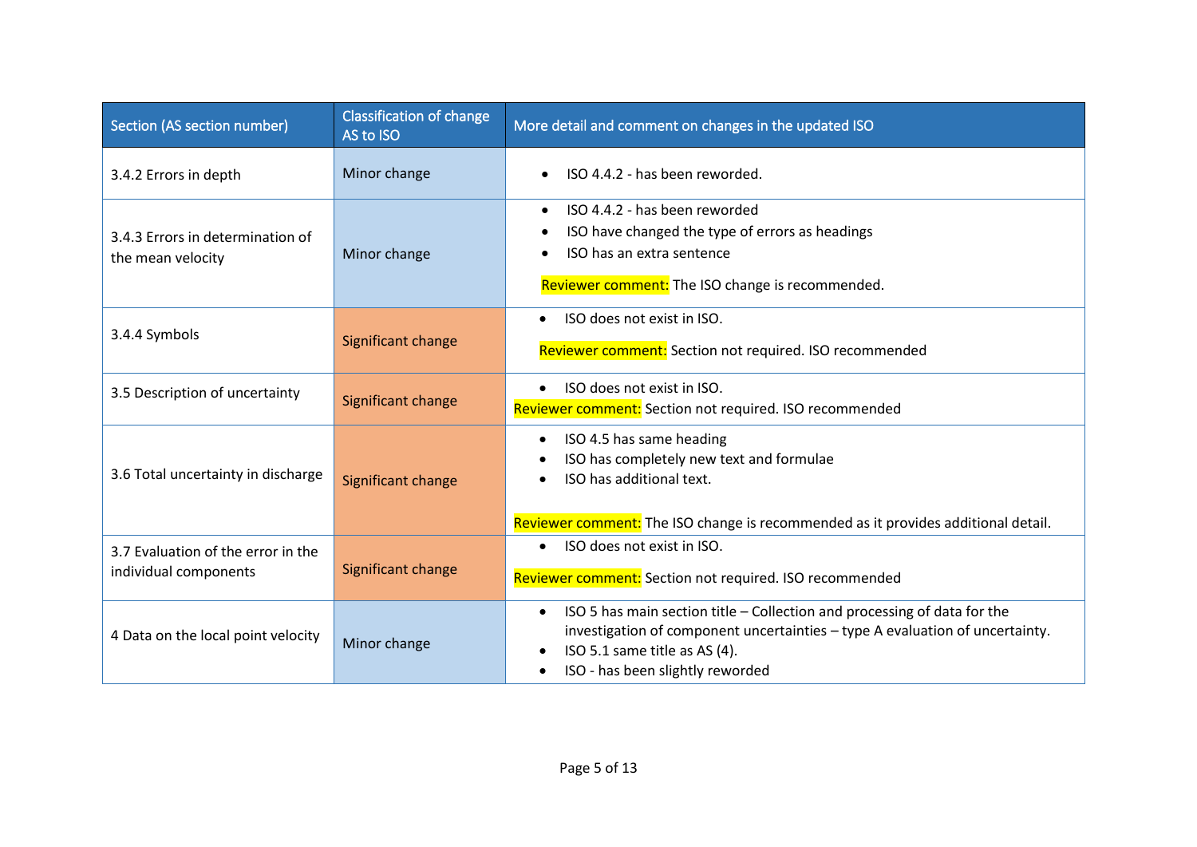| Section (AS section number) | Classification of change AS to ISO | More detail and comment on changes in the updated ISO |
|---|---|---|
| 3.4.2 Errors in depth | Minor change | • ISO 4.4.2 - has been reworded. |
| 3.4.3 Errors in determination of the mean velocity | Minor change | • ISO 4.4.2 - has been reworded<br>• ISO have changed the type of errors as headings<br>• ISO has an extra sentence<br><br>Reviewer comment: The ISO change is recommended. |
| 3.4.4 Symbols | Significant change | • ISO does not exist in ISO.<br><br>Reviewer comment: Section not required. ISO recommended |
| 3.5 Description of uncertainty | Significant change | • ISO does not exist in ISO.<br>Reviewer comment: Section not required. ISO recommended |
| 3.6 Total uncertainty in discharge | Significant change | • ISO 4.5 has same heading<br>• ISO has completely new text and formulae<br>• ISO has additional text.<br><br>Reviewer comment: The ISO change is recommended as it provides additional detail. |
| 3.7 Evaluation of the error in the individual components | Significant change | • ISO does not exist in ISO.<br><br>Reviewer comment: Section not required. ISO recommended |
| 4 Data on the local point velocity | Minor change | • ISO 5 has main section title – Collection and processing of data for the investigation of component uncertainties – type A evaluation of uncertainty.<br>• ISO 5.1 same title as AS (4).<br>• ISO - has been slightly reworded |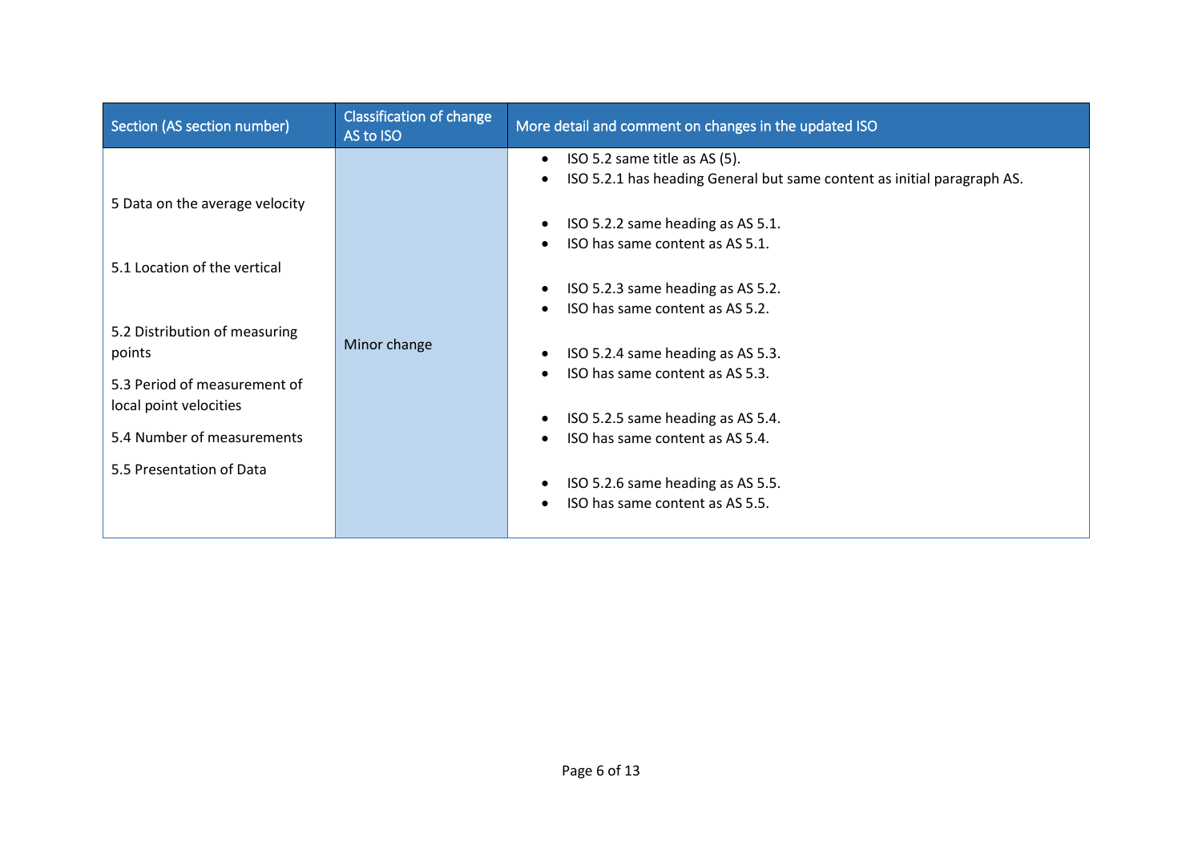| Section (AS section number) | Classification of change AS to ISO | More detail and comment on changes in the updated ISO |
|---|---|---|
| 5 Data on the average velocity<br><br>5.1 Location of the vertical<br><br>5.2 Distribution of measuring points<br><br>5.3 Period of measurement of local point velocities<br><br>5.4 Number of measurements<br><br>5.5 Presentation of Data | Minor change | • ISO 5.2 same title as AS (5).<br>• ISO 5.2.1 has heading General but same content as initial paragraph AS.<br><br>• ISO 5.2.2 same heading as AS 5.1.<br>• ISO has same content as AS 5.1.<br><br>• ISO 5.2.3 same heading as AS 5.2.<br>• ISO has same content as AS 5.2.<br><br>• ISO 5.2.4 same heading as AS 5.3.<br>• ISO has same content as AS 5.3.<br><br>• ISO 5.2.5 same heading as AS 5.4.<br>• ISO has same content as AS 5.4.<br><br>• ISO 5.2.6 same heading as AS 5.5.<br>• ISO has same content as AS 5.5. |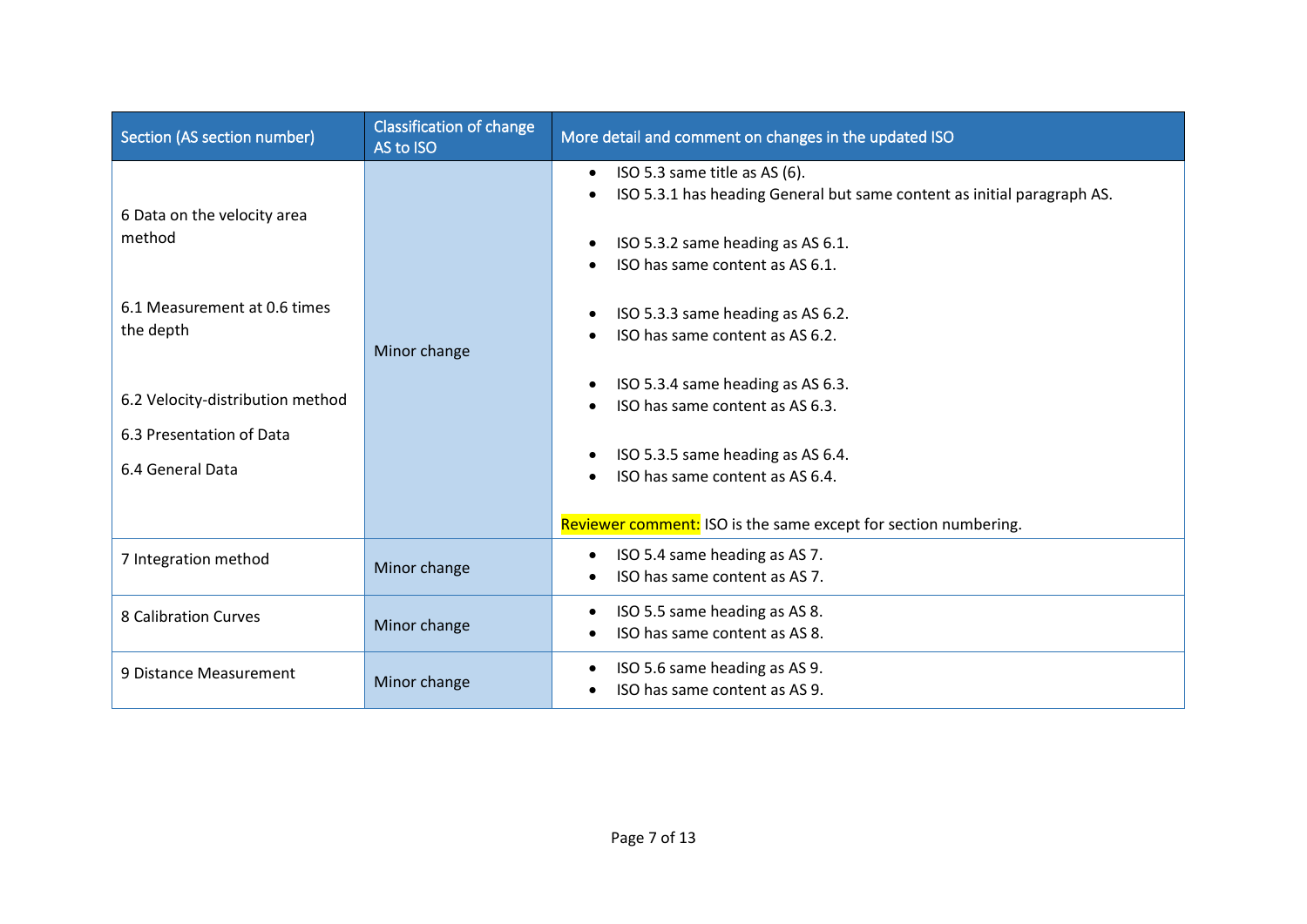| Section (AS section number) | Classification of change AS to ISO | More detail and comment on changes in the updated ISO |
|---|---|---|
| 6 Data on the velocity area method<br><br>6.1 Measurement at 0.6 times the depth<br><br>6.2 Velocity-distribution method<br><br>6.3 Presentation of Data<br><br>6.4 General Data | Minor change | • ISO 5.3 same title as AS (6).<br>• ISO 5.3.1 has heading General but same content as initial paragraph AS.<br><br>• ISO 5.3.2 same heading as AS 6.1.<br>• ISO has same content as AS 6.1.<br><br>• ISO 5.3.3 same heading as AS 6.2.<br>• ISO has same content as AS 6.2.<br><br>• ISO 5.3.4 same heading as AS 6.3.<br>• ISO has same content as AS 6.3.<br><br>• ISO 5.3.5 same heading as AS 6.4.<br>• ISO has same content as AS 6.4.<br><br>Reviewer comment: ISO is the same except for section numbering. |
| 7 Integration method | Minor change | • ISO 5.4 same heading as AS 7.<br>• ISO has same content as AS 7. |
| 8 Calibration Curves | Minor change | • ISO 5.5 same heading as AS 8.<br>• ISO has same content as AS 8. |
| 9 Distance Measurement | Minor change | • ISO 5.6 same heading as AS 9.<br>• ISO has same content as AS 9. |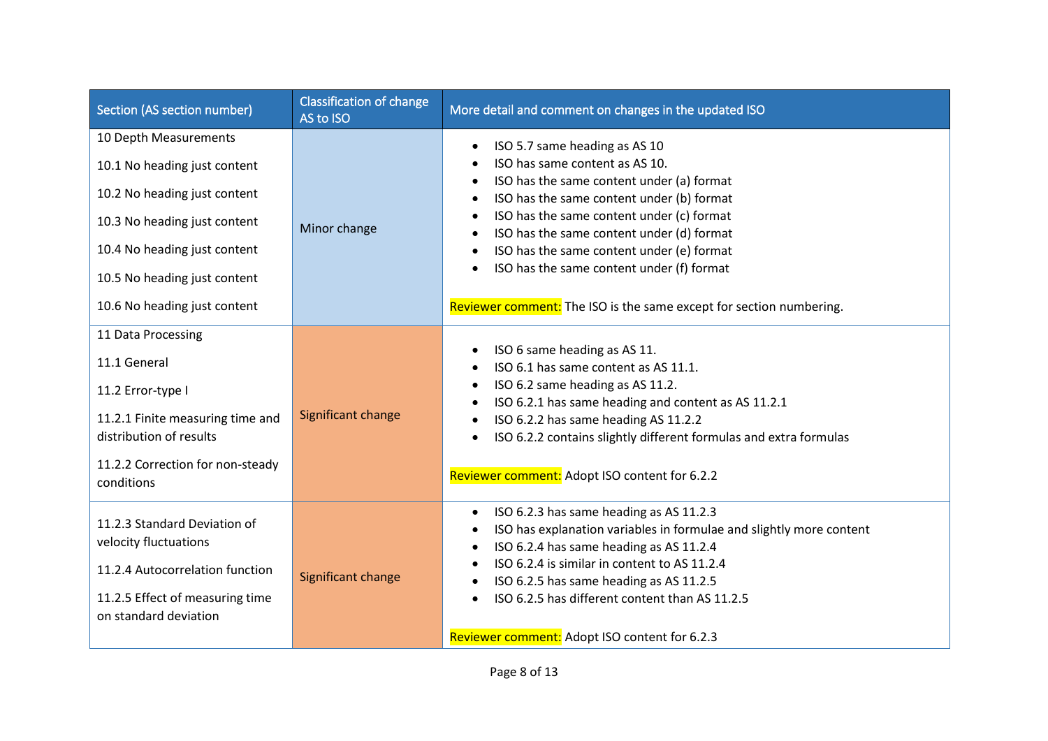| Section (AS section number) | Classification of change AS to ISO | More detail and comment on changes in the updated ISO |
|---|---|---|
| 10 Depth Measurements<br>10.1 No heading just content<br>10.2 No heading just content<br>10.3 No heading just content<br>10.4 No heading just content<br>10.5 No heading just content<br>10.6 No heading just content | Minor change | • ISO 5.7 same heading as AS 10<br>• ISO has same content as AS 10.<br>• ISO has the same content under (a) format<br>• ISO has the same content under (b) format<br>• ISO has the same content under (c) format<br>• ISO has the same content under (d) format<br>• ISO has the same content under (e) format<br>• ISO has the same content under (f) format<br><br>Reviewer comment: The ISO is the same except for section numbering. |
| 11 Data Processing<br>11.1 General<br>11.2 Error-type I<br>11.2.1 Finite measuring time and distribution of results<br>11.2.2 Correction for non-steady conditions | Significant change | • ISO 6 same heading as AS 11.<br>• ISO 6.1 has same content as AS 11.1.<br>• ISO 6.2 same heading as AS 11.2.<br>• ISO 6.2.1 has same heading and content as AS 11.2.1<br>• ISO 6.2.2 has same heading AS 11.2.2<br>• ISO 6.2.2 contains slightly different formulas and extra formulas<br><br>Reviewer comment: Adopt ISO content for 6.2.2 |
| 11.2.3 Standard Deviation of velocity fluctuations<br>11.2.4 Autocorrelation function<br>11.2.5 Effect of measuring time on standard deviation | Significant change | • ISO 6.2.3 has same heading as AS 11.2.3<br>• ISO has explanation variables in formulae and slightly more content<br>• ISO 6.2.4 has same heading as AS 11.2.4<br>• ISO 6.2.4 is similar in content to AS 11.2.4<br>• ISO 6.2.5 has same heading as AS 11.2.5<br>• ISO 6.2.5 has different content than AS 11.2.5<br><br>Reviewer comment: Adopt ISO content for 6.2.3 |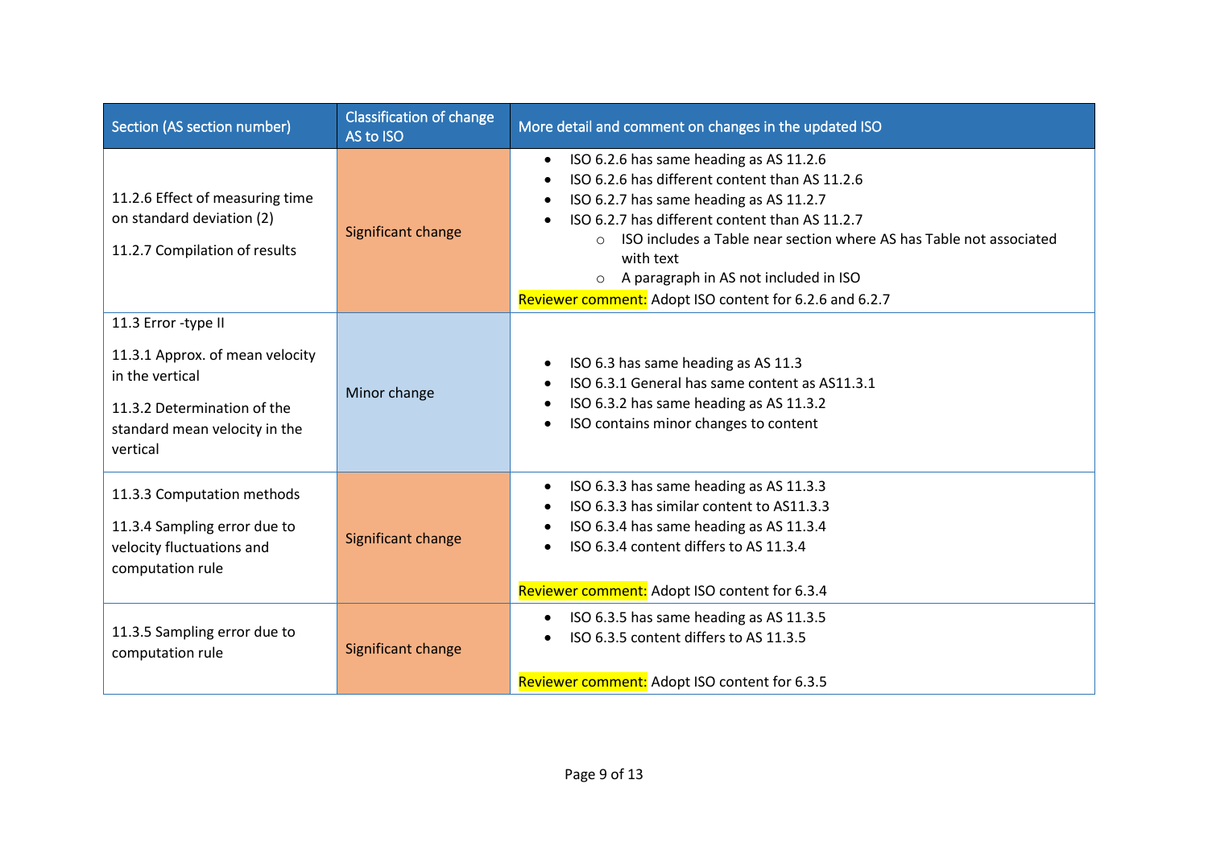| Section (AS section number) | Classification of change AS to ISO | More detail and comment on changes in the updated ISO |
|---|---|---|
| 11.2.6 Effect of measuring time on standard deviation (2)<br><br>11.2.7 Compilation of results | Significant change | • ISO 6.2.6 has same heading as AS 11.2.6<br>• ISO 6.2.6 has different content than AS 11.2.6<br>• ISO 6.2.7 has same heading as AS 11.2.7<br>• ISO 6.2.7 has different content than AS 11.2.7<br>&nbsp;&nbsp;&nbsp;&nbsp;○ ISO includes a Table near section where AS has Table not associated with text<br>&nbsp;&nbsp;&nbsp;&nbsp;○ A paragraph in AS not included in ISO<br>Reviewer comment: Adopt ISO content for 6.2.6 and 6.2.7 |
| 11.3 Error -type II<br><br>11.3.1 Approx. of mean velocity in the vertical<br><br>11.3.2 Determination of the standard mean velocity in the vertical | Minor change | • ISO 6.3 has same heading as AS 11.3<br>• ISO 6.3.1 General has same content as AS11.3.1<br>• ISO 6.3.2 has same heading as AS 11.3.2<br>• ISO contains minor changes to content |
| 11.3.3 Computation methods<br><br>11.3.4 Sampling error due to velocity fluctuations and computation rule | Significant change | • ISO 6.3.3 has same heading as AS 11.3.3<br>• ISO 6.3.3 has similar content to AS11.3.3<br>• ISO 6.3.4 has same heading as AS 11.3.4<br>• ISO 6.3.4 content differs to AS 11.3.4<br><br>Reviewer comment: Adopt ISO content for 6.3.4 |
| 11.3.5 Sampling error due to computation rule | Significant change | • ISO 6.3.5 has same heading as AS 11.3.5<br>• ISO 6.3.5 content differs to AS 11.3.5<br><br>Reviewer comment: Adopt ISO content for 6.3.5 |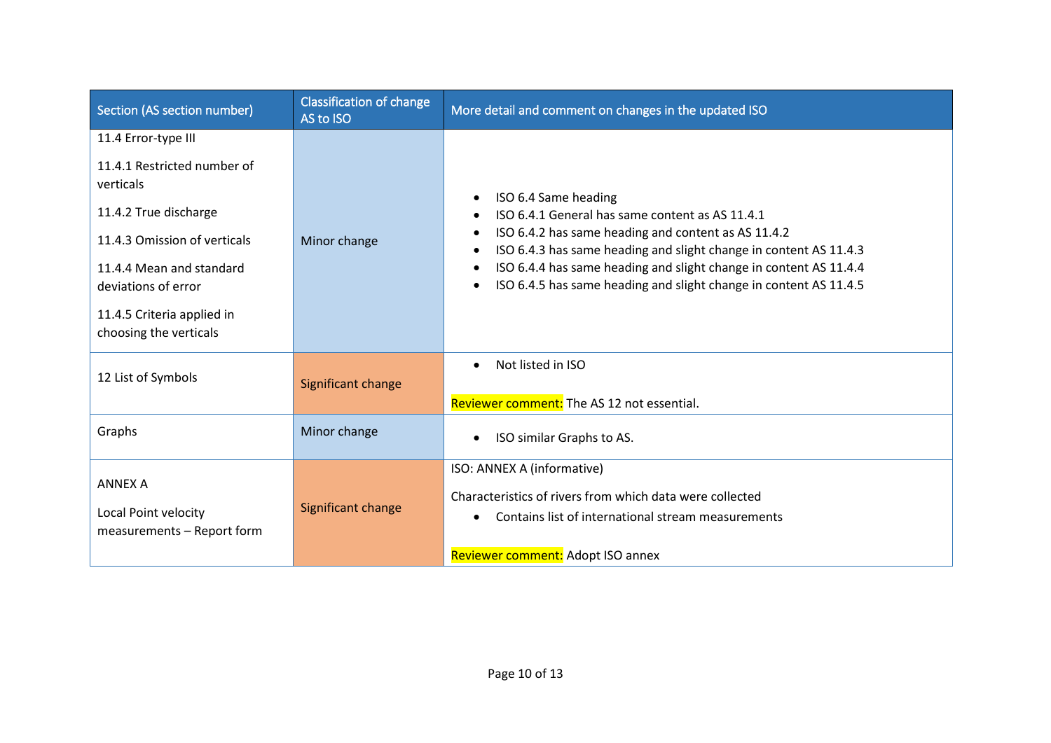| Section (AS section number) | Classification of change AS to ISO | More detail and comment on changes in the updated ISO |
|---|---|---|
| 11.4 Error-type III<br><br>11.4.1 Restricted number of verticals<br><br>11.4.2 True discharge<br><br>11.4.3 Omission of verticals<br><br>11.4.4 Mean and standard deviations of error<br><br>11.4.5 Criteria applied in choosing the verticals | Minor change | • ISO 6.4 Same heading<br>• ISO 6.4.1 General has same content as AS 11.4.1<br>• ISO 6.4.2 has same heading and content as AS 11.4.2<br>• ISO 6.4.3 has same heading and slight change in content AS 11.4.3<br>• ISO 6.4.4 has same heading and slight change in content AS 11.4.4<br>• ISO 6.4.5 has same heading and slight change in content AS 11.4.5 |
| 12 List of Symbols | Significant change | • Not listed in ISO<br><br>Reviewer comment: The AS 12 not essential. |
| Graphs | Minor change | • ISO similar Graphs to AS. |
| ANNEX A<br><br>Local Point velocity measurements – Report form | Significant change | ISO: ANNEX A (informative)<br><br>Characteristics of rivers from which data were collected<br>• Contains list of international stream measurements<br><br>Reviewer comment: Adopt ISO annex |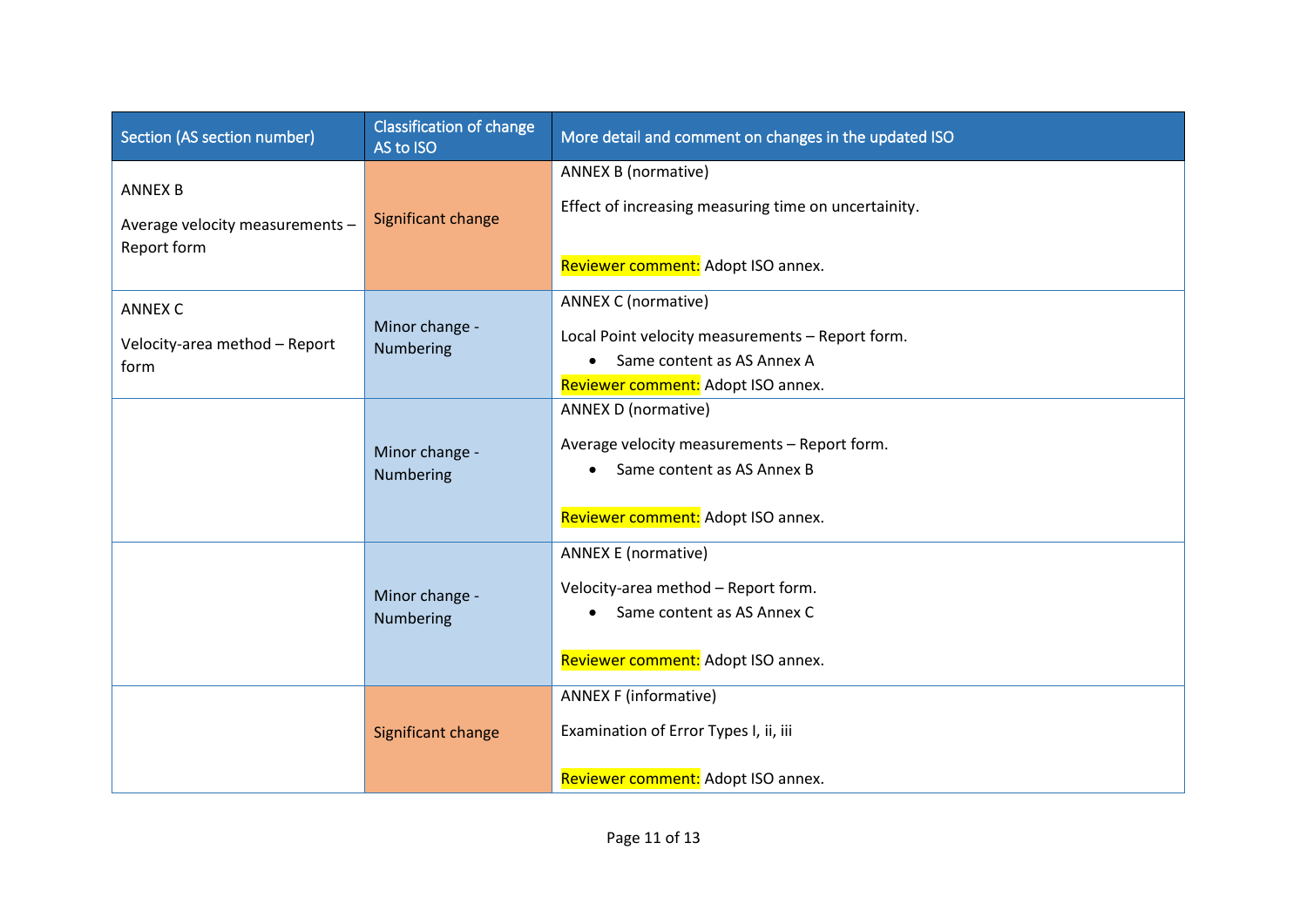| Section (AS section number) | Classification of change AS to ISO | More detail and comment on changes in the updated ISO |
|---|---|---|
| ANNEX B<br><br>Average velocity measurements – Report form | Significant change | ANNEX B (normative)<br><br>Effect of increasing measuring time on uncertainity.<br><br>Reviewer comment: Adopt ISO annex. |
| ANNEX C<br><br>Velocity-area method – Report form | Minor change - Numbering | ANNEX C (normative)<br><br>Local Point velocity measurements – Report form.<br>• Same content as AS Annex A<br><br>Reviewer comment: Adopt ISO annex. |
| | Minor change - Numbering | ANNEX D (normative)<br><br>Average velocity measurements – Report form.<br>• Same content as AS Annex B<br><br>Reviewer comment: Adopt ISO annex. |
| | Minor change - Numbering | ANNEX E (normative)<br><br>Velocity-area method – Report form.<br>• Same content as AS Annex C<br><br>Reviewer comment: Adopt ISO annex. |
| | Significant change | ANNEX F (informative)<br><br>Examination of Error Types I, ii, iii<br><br>Reviewer comment: Adopt ISO annex. |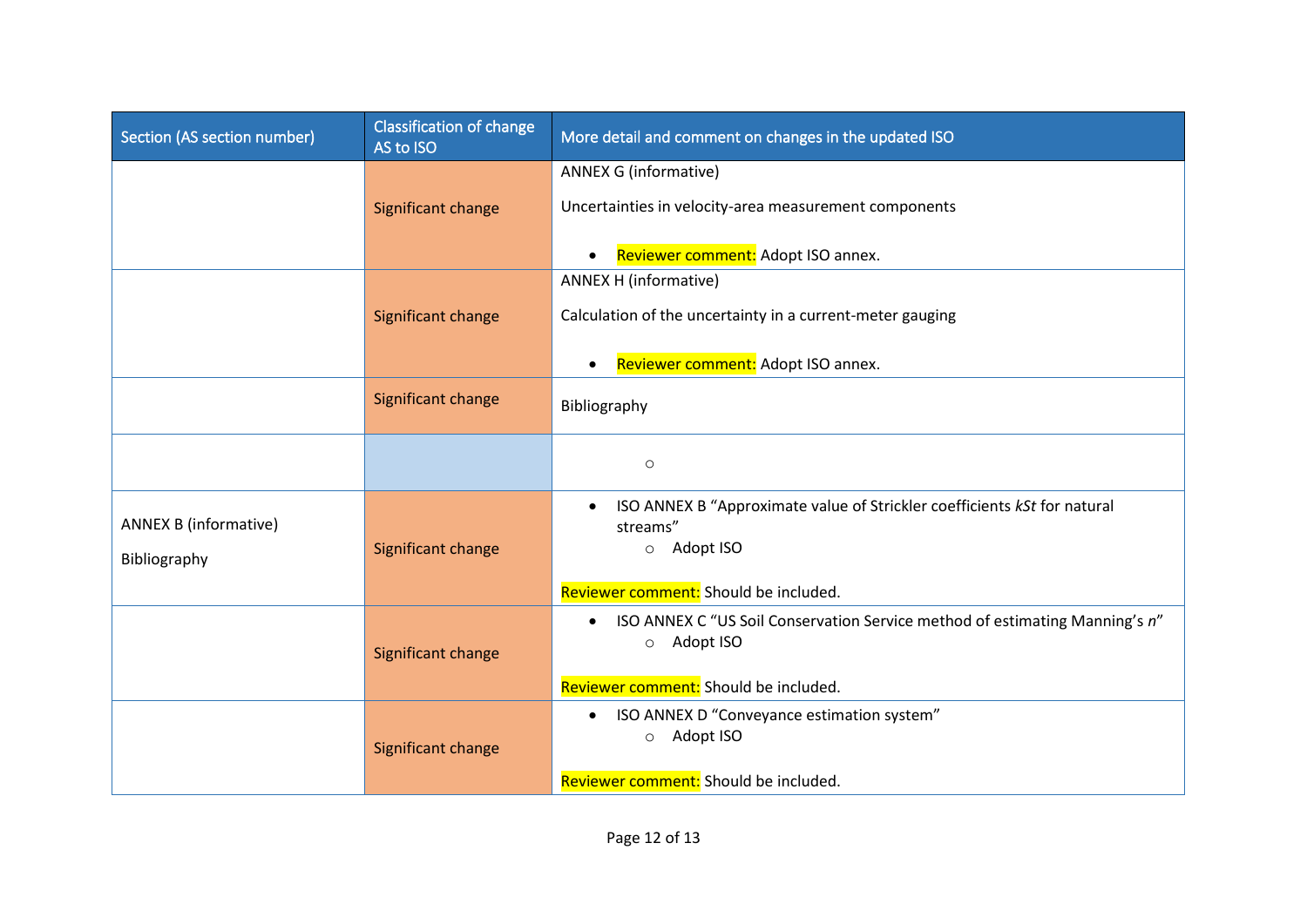| Section (AS section number) | Classification of change AS to ISO | More detail and comment on changes in the updated ISO |
|---|---|---|
| | Significant change | ANNEX G (informative)<br><br>Uncertainties in velocity-area measurement components<br><br>• Reviewer comment: Adopt ISO annex. |
| | Significant change | ANNEX H (informative)<br><br>Calculation of the uncertainty in a current-meter gauging<br><br>• Reviewer comment: Adopt ISO annex. |
| | Significant change | Bibliography |
| | | ○ |
| ANNEX B (informative)<br><br>Bibliography | Significant change | • ISO ANNEX B "Approximate value of Strickler coefficients *kSt* for natural streams"<br>○ Adopt ISO<br><br>Reviewer comment: Should be included. |
| | Significant change | • ISO ANNEX C "US Soil Conservation Service method of estimating Manning's *n*"<br>○ Adopt ISO<br><br>Reviewer comment: Should be included. |
| | Significant change | • ISO ANNEX D "Conveyance estimation system"<br>○ Adopt ISO<br><br>Reviewer comment: Should be included. |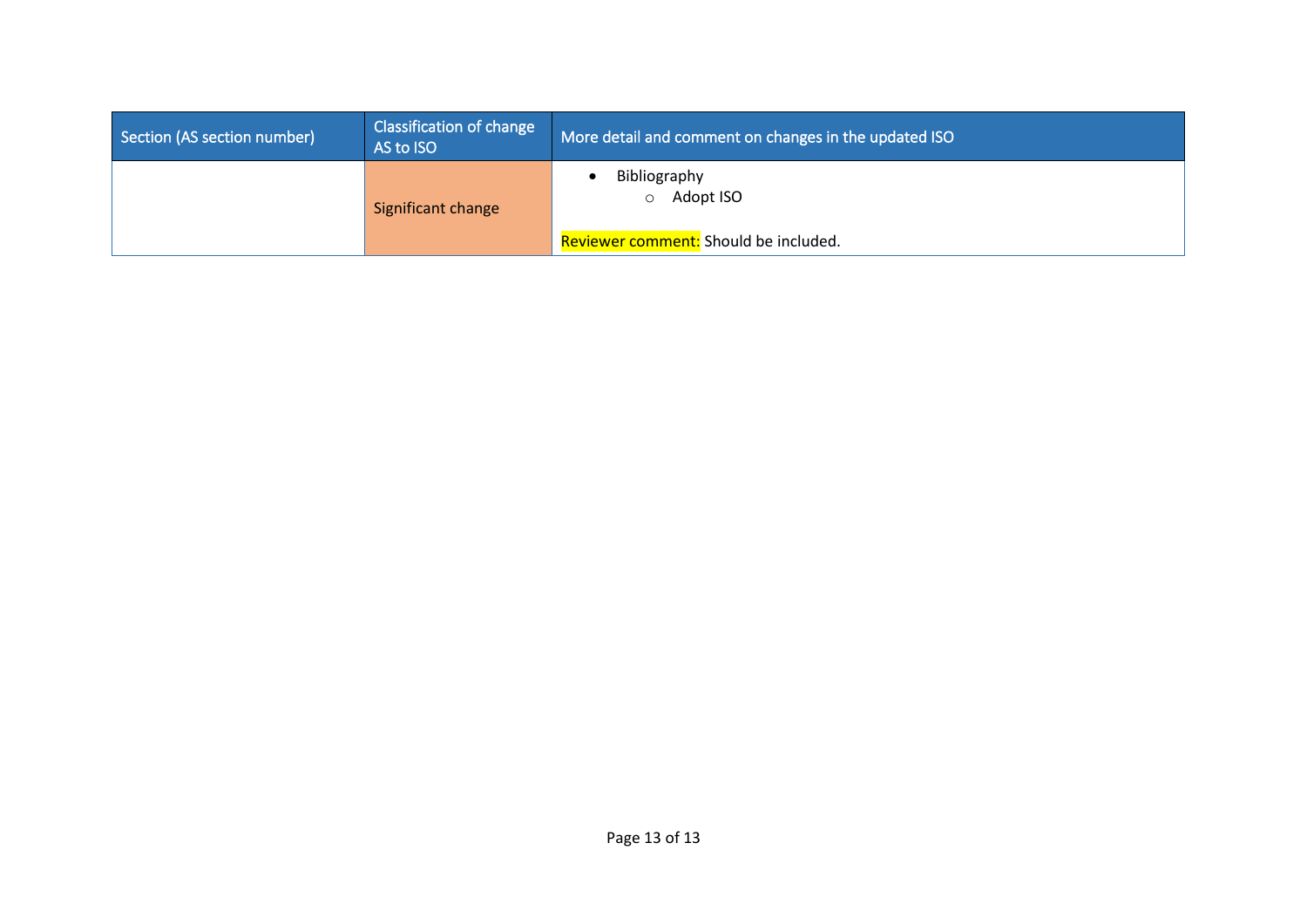| Section (AS section number) | Classification of change AS to ISO | More detail and comment on changes in the updated ISO |
|---|---|---|
| | Significant change | • Bibliography<br>  ○ Adopt ISO<br><br>Reviewer comment: Should be included. |